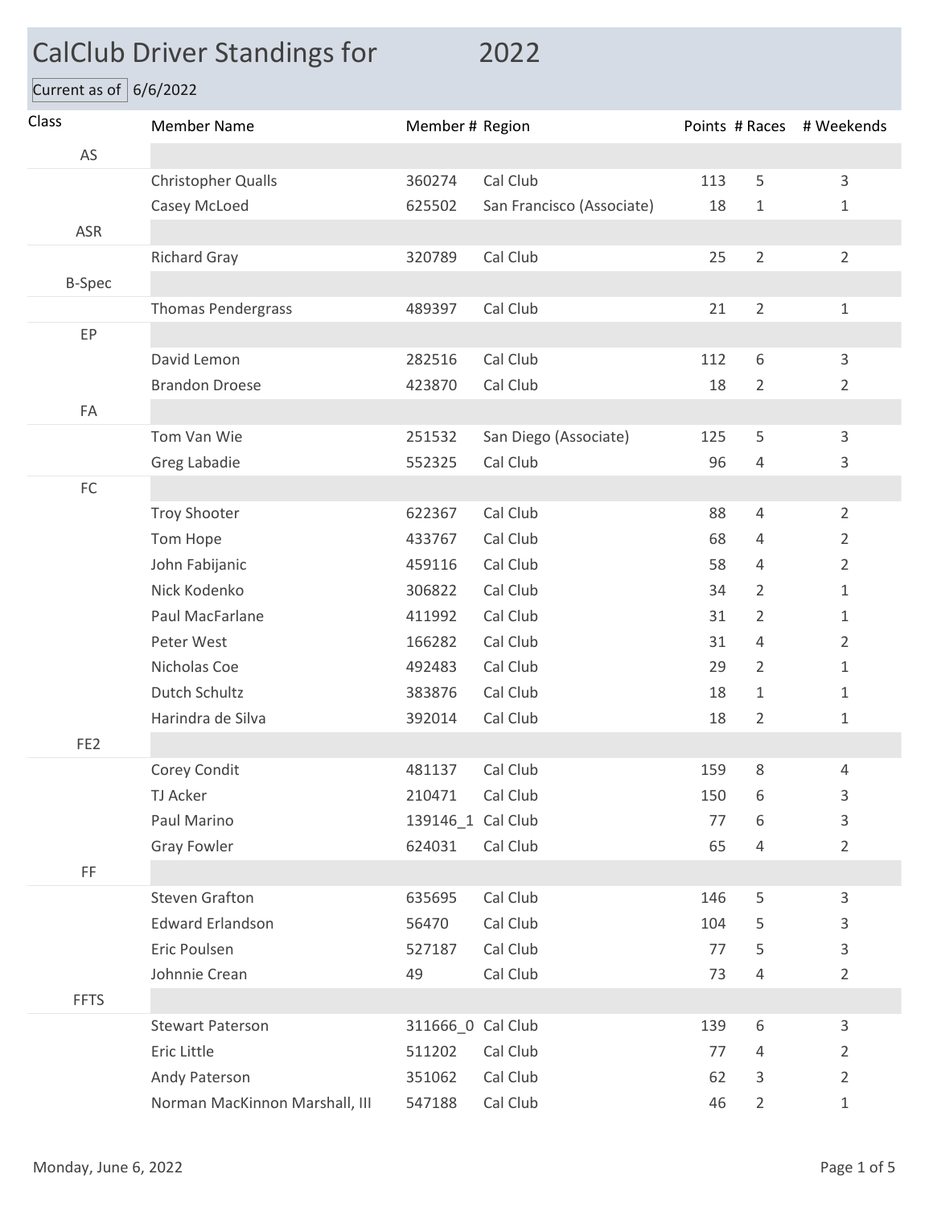# CalClub Driver Standings for 2022

Current as of 6/6/2022

| Class | Member Name | Member # | Region | Points | # Races | # Weekends |
|---|---|---|---|---|---|---|
| AS | | | | | | |
| | Christopher Qualls | 360274 | Cal Club | 113 | 5 | 3 |
| | Casey McLoed | 625502 | San Francisco (Associate) | 18 | 1 | 1 |
| ASR | | | | | | |
| | Richard Gray | 320789 | Cal Club | 25 | 2 | 2 |
| B-Spec | | | | | | |
| | Thomas Pendergrass | 489397 | Cal Club | 21 | 2 | 1 |
| EP | | | | | | |
| | David Lemon | 282516 | Cal Club | 112 | 6 | 3 |
| | Brandon Droese | 423870 | Cal Club | 18 | 2 | 2 |
| FA | | | | | | |
| | Tom Van Wie | 251532 | San Diego (Associate) | 125 | 5 | 3 |
| | Greg Labadie | 552325 | Cal Club | 96 | 4 | 3 |
| FC | | | | | | |
| | Troy Shooter | 622367 | Cal Club | 88 | 4 | 2 |
| | Tom Hope | 433767 | Cal Club | 68 | 4 | 2 |
| | John Fabijanic | 459116 | Cal Club | 58 | 4 | 2 |
| | Nick Kodenko | 306822 | Cal Club | 34 | 2 | 1 |
| | Paul MacFarlane | 411992 | Cal Club | 31 | 2 | 1 |
| | Peter West | 166282 | Cal Club | 31 | 4 | 2 |
| | Nicholas Coe | 492483 | Cal Club | 29 | 2 | 1 |
| | Dutch Schultz | 383876 | Cal Club | 18 | 1 | 1 |
| | Harindra de Silva | 392014 | Cal Club | 18 | 2 | 1 |
| FE2 | | | | | | |
| | Corey Condit | 481137 | Cal Club | 159 | 8 | 4 |
| | TJ Acker | 210471 | Cal Club | 150 | 6 | 3 |
| | Paul Marino | 139146_1 | Cal Club | 77 | 6 | 3 |
| | Gray Fowler | 624031 | Cal Club | 65 | 4 | 2 |
| FF | | | | | | |
| | Steven Grafton | 635695 | Cal Club | 146 | 5 | 3 |
| | Edward Erlandson | 56470 | Cal Club | 104 | 5 | 3 |
| | Eric Poulsen | 527187 | Cal Club | 77 | 5 | 3 |
| | Johnnie Crean | 49 | Cal Club | 73 | 4 | 2 |
| FFTS | | | | | | |
| | Stewart Paterson | 311666_0 | Cal Club | 139 | 6 | 3 |
| | Eric Little | 511202 | Cal Club | 77 | 4 | 2 |
| | Andy Paterson | 351062 | Cal Club | 62 | 3 | 2 |
| | Norman MacKinnon Marshall, III | 547188 | Cal Club | 46 | 2 | 1 |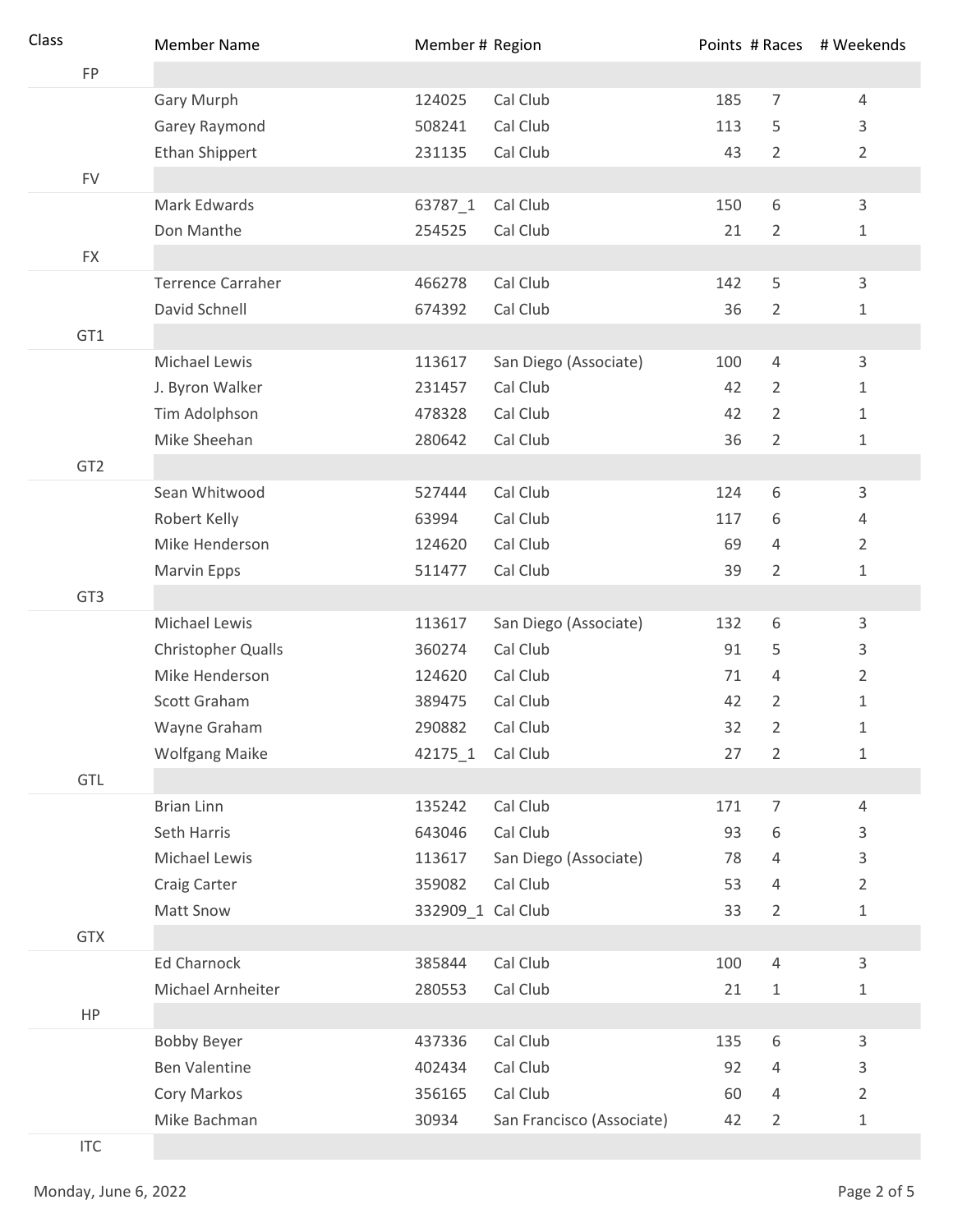| Class | Member Name | Member # | Region | Points | # Races | # Weekends |
|---|---|---|---|---|---|---|
| FP | | | | | | |
| | Gary Murph | 124025 | Cal Club | 185 | 7 | 4 |
| | Garey Raymond | 508241 | Cal Club | 113 | 5 | 3 |
| | Ethan Shippert | 231135 | Cal Club | 43 | 2 | 2 |
| FV | | | | | | |
| | Mark Edwards | 63787_1 | Cal Club | 150 | 6 | 3 |
| | Don Manthe | 254525 | Cal Club | 21 | 2 | 1 |
| FX | | | | | | |
| | Terrence Carraher | 466278 | Cal Club | 142 | 5 | 3 |
| | David Schnell | 674392 | Cal Club | 36 | 2 | 1 |
| GT1 | | | | | | |
| | Michael Lewis | 113617 | San Diego (Associate) | 100 | 4 | 3 |
| | J. Byron Walker | 231457 | Cal Club | 42 | 2 | 1 |
| | Tim Adolphson | 478328 | Cal Club | 42 | 2 | 1 |
| | Mike Sheehan | 280642 | Cal Club | 36 | 2 | 1 |
| GT2 | | | | | | |
| | Sean Whitwood | 527444 | Cal Club | 124 | 6 | 3 |
| | Robert Kelly | 63994 | Cal Club | 117 | 6 | 4 |
| | Mike Henderson | 124620 | Cal Club | 69 | 4 | 2 |
| | Marvin Epps | 511477 | Cal Club | 39 | 2 | 1 |
| GT3 | | | | | | |
| | Michael Lewis | 113617 | San Diego (Associate) | 132 | 6 | 3 |
| | Christopher Qualls | 360274 | Cal Club | 91 | 5 | 3 |
| | Mike Henderson | 124620 | Cal Club | 71 | 4 | 2 |
| | Scott Graham | 389475 | Cal Club | 42 | 2 | 1 |
| | Wayne Graham | 290882 | Cal Club | 32 | 2 | 1 |
| | Wolfgang Maike | 42175_1 | Cal Club | 27 | 2 | 1 |
| GTL | | | | | | |
| | Brian Linn | 135242 | Cal Club | 171 | 7 | 4 |
| | Seth Harris | 643046 | Cal Club | 93 | 6 | 3 |
| | Michael Lewis | 113617 | San Diego (Associate) | 78 | 4 | 3 |
| | Craig Carter | 359082 | Cal Club | 53 | 4 | 2 |
| | Matt Snow | 332909_1 | Cal Club | 33 | 2 | 1 |
| GTX | | | | | | |
| | Ed Charnock | 385844 | Cal Club | 100 | 4 | 3 |
| | Michael Arnheiter | 280553 | Cal Club | 21 | 1 | 1 |
| HP | | | | | | |
| | Bobby Beyer | 437336 | Cal Club | 135 | 6 | 3 |
| | Ben Valentine | 402434 | Cal Club | 92 | 4 | 3 |
| | Cory Markos | 356165 | Cal Club | 60 | 4 | 2 |
| | Mike Bachman | 30934 | San Francisco (Associate) | 42 | 2 | 1 |
| ITC | | | | | | |

Monday, June 6, 2022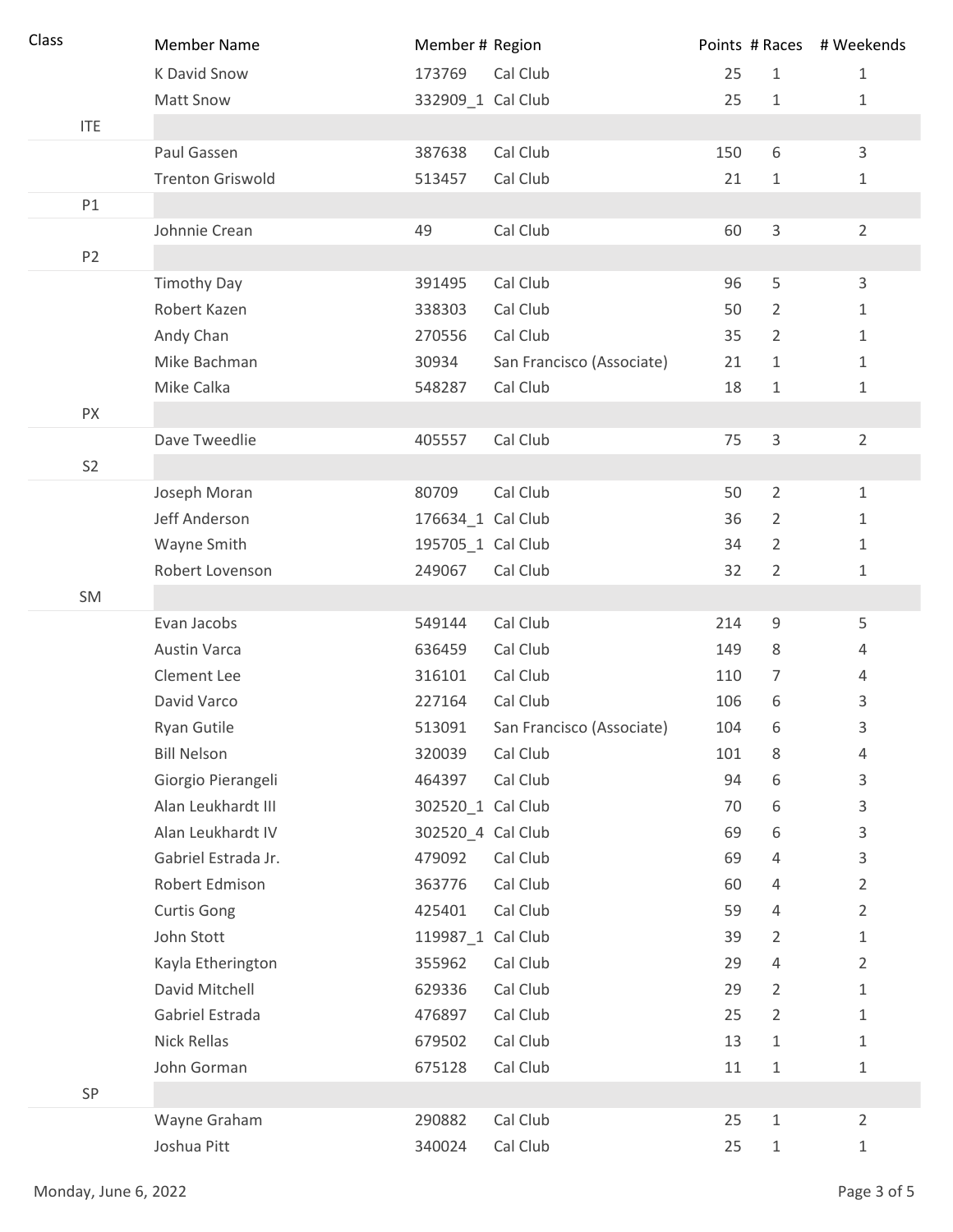| Class | Member Name | Member # | Region | Points | # Races | # Weekends |
|---|---|---|---|---|---|---|
| | K David Snow | 173769 | Cal Club | 25 | 1 | 1 |
| | Matt Snow | 332909_1 | Cal Club | 25 | 1 | 1 |
| ITE | | | | | | |
| | Paul Gassen | 387638 | Cal Club | 150 | 6 | 3 |
| | Trenton Griswold | 513457 | Cal Club | 21 | 1 | 1 |
| P1 | | | | | | |
| | Johnnie Crean | 49 | Cal Club | 60 | 3 | 2 |
| P2 | | | | | | |
| | Timothy Day | 391495 | Cal Club | 96 | 5 | 3 |
| | Robert Kazen | 338303 | Cal Club | 50 | 2 | 1 |
| | Andy Chan | 270556 | Cal Club | 35 | 2 | 1 |
| | Mike Bachman | 30934 | San Francisco (Associate) | 21 | 1 | 1 |
| | Mike Calka | 548287 | Cal Club | 18 | 1 | 1 |
| PX | | | | | | |
| | Dave Tweedlie | 405557 | Cal Club | 75 | 3 | 2 |
| S2 | | | | | | |
| | Joseph Moran | 80709 | Cal Club | 50 | 2 | 1 |
| | Jeff Anderson | 176634_1 | Cal Club | 36 | 2 | 1 |
| | Wayne Smith | 195705_1 | Cal Club | 34 | 2 | 1 |
| | Robert Lovenson | 249067 | Cal Club | 32 | 2 | 1 |
| SM | | | | | | |
| | Evan Jacobs | 549144 | Cal Club | 214 | 9 | 5 |
| | Austin Varca | 636459 | Cal Club | 149 | 8 | 4 |
| | Clement Lee | 316101 | Cal Club | 110 | 7 | 4 |
| | David Varco | 227164 | Cal Club | 106 | 6 | 3 |
| | Ryan Gutile | 513091 | San Francisco (Associate) | 104 | 6 | 3 |
| | Bill Nelson | 320039 | Cal Club | 101 | 8 | 4 |
| | Giorgio Pierangeli | 464397 | Cal Club | 94 | 6 | 3 |
| | Alan Leukhardt III | 302520_1 | Cal Club | 70 | 6 | 3 |
| | Alan Leukhardt IV | 302520_4 | Cal Club | 69 | 6 | 3 |
| | Gabriel Estrada Jr. | 479092 | Cal Club | 69 | 4 | 3 |
| | Robert Edmison | 363776 | Cal Club | 60 | 4 | 2 |
| | Curtis Gong | 425401 | Cal Club | 59 | 4 | 2 |
| | John Stott | 119987_1 | Cal Club | 39 | 2 | 1 |
| | Kayla Etherington | 355962 | Cal Club | 29 | 4 | 2 |
| | David Mitchell | 629336 | Cal Club | 29 | 2 | 1 |
| | Gabriel Estrada | 476897 | Cal Club | 25 | 2 | 1 |
| | Nick Rellas | 679502 | Cal Club | 13 | 1 | 1 |
| | John Gorman | 675128 | Cal Club | 11 | 1 | 1 |
| SP | | | | | | |
| | Wayne Graham | 290882 | Cal Club | 25 | 1 | 2 |
| | Joshua Pitt | 340024 | Cal Club | 25 | 1 | 1 |

Monday, June 6, 2022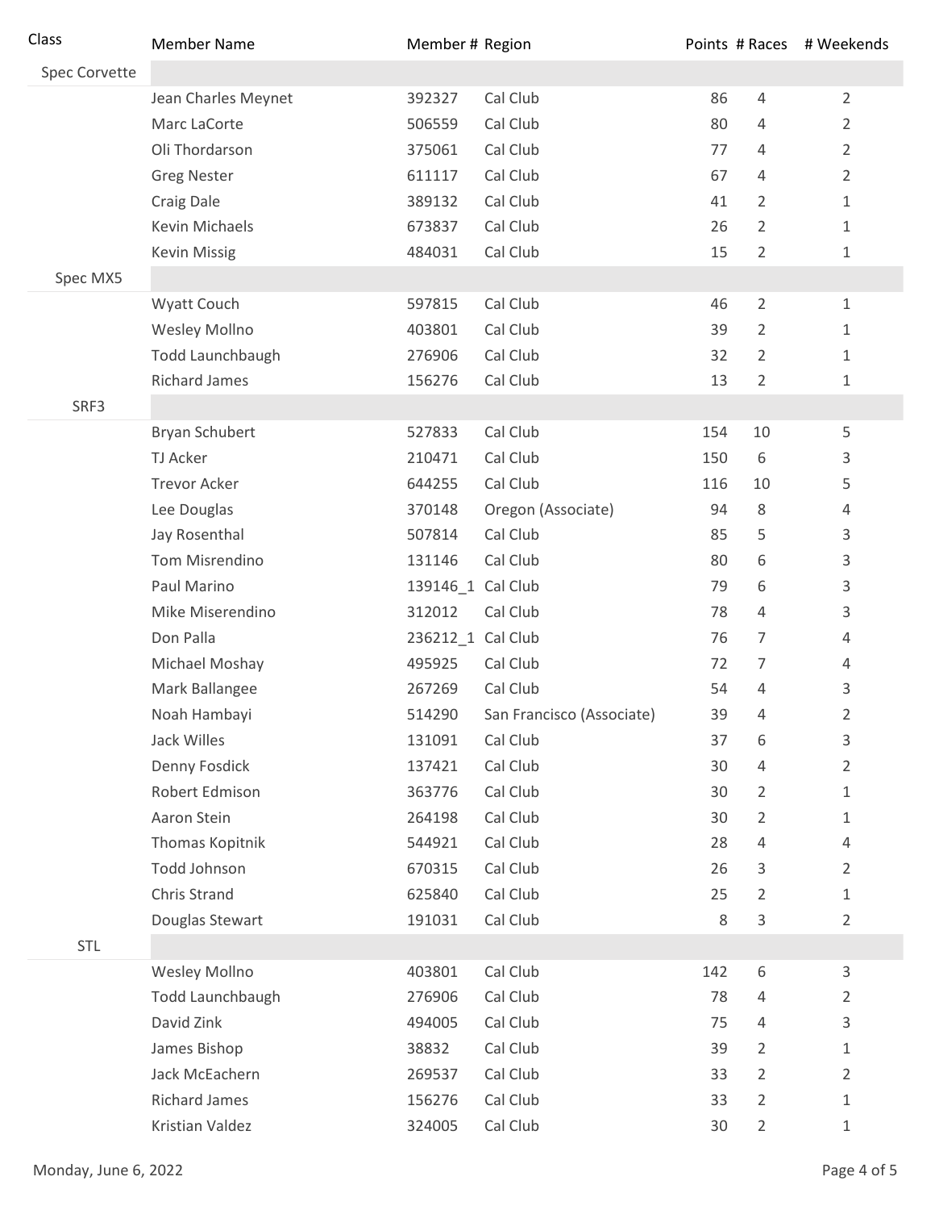| Class | Member Name | Member # | Region | Points | # Races | # Weekends |
|---|---|---|---|---|---|---|
| Spec Corvette | | | | | | |
| | Jean Charles Meynet | 392327 | Cal Club | 86 | 4 | 2 |
| | Marc LaCorte | 506559 | Cal Club | 80 | 4 | 2 |
| | Oli Thordarson | 375061 | Cal Club | 77 | 4 | 2 |
| | Greg Nester | 611117 | Cal Club | 67 | 4 | 2 |
| | Craig Dale | 389132 | Cal Club | 41 | 2 | 1 |
| | Kevin Michaels | 673837 | Cal Club | 26 | 2 | 1 |
| | Kevin Missig | 484031 | Cal Club | 15 | 2 | 1 |
| Spec MX5 | | | | | | |
| | Wyatt Couch | 597815 | Cal Club | 46 | 2 | 1 |
| | Wesley Mollno | 403801 | Cal Club | 39 | 2 | 1 |
| | Todd Launchbaugh | 276906 | Cal Club | 32 | 2 | 1 |
| | Richard James | 156276 | Cal Club | 13 | 2 | 1 |
| SRF3 | | | | | | |
| | Bryan Schubert | 527833 | Cal Club | 154 | 10 | 5 |
| | TJ Acker | 210471 | Cal Club | 150 | 6 | 3 |
| | Trevor Acker | 644255 | Cal Club | 116 | 10 | 5 |
| | Lee Douglas | 370148 | Oregon (Associate) | 94 | 8 | 4 |
| | Jay Rosenthal | 507814 | Cal Club | 85 | 5 | 3 |
| | Tom Misrendino | 131146 | Cal Club | 80 | 6 | 3 |
| | Paul Marino | 139146_1 | Cal Club | 79 | 6 | 3 |
| | Mike Miserendino | 312012 | Cal Club | 78 | 4 | 3 |
| | Don Palla | 236212_1 | Cal Club | 76 | 7 | 4 |
| | Michael Moshay | 495925 | Cal Club | 72 | 7 | 4 |
| | Mark Ballangee | 267269 | Cal Club | 54 | 4 | 3 |
| | Noah Hambayi | 514290 | San Francisco (Associate) | 39 | 4 | 2 |
| | Jack Willes | 131091 | Cal Club | 37 | 6 | 3 |
| | Denny Fosdick | 137421 | Cal Club | 30 | 4 | 2 |
| | Robert Edmison | 363776 | Cal Club | 30 | 2 | 1 |
| | Aaron Stein | 264198 | Cal Club | 30 | 2 | 1 |
| | Thomas Kopitnik | 544921 | Cal Club | 28 | 4 | 4 |
| | Todd Johnson | 670315 | Cal Club | 26 | 3 | 2 |
| | Chris Strand | 625840 | Cal Club | 25 | 2 | 1 |
| | Douglas Stewart | 191031 | Cal Club | 8 | 3 | 2 |
| STL | | | | | | |
| | Wesley Mollno | 403801 | Cal Club | 142 | 6 | 3 |
| | Todd Launchbaugh | 276906 | Cal Club | 78 | 4 | 2 |
| | David Zink | 494005 | Cal Club | 75 | 4 | 3 |
| | James Bishop | 38832 | Cal Club | 39 | 2 | 1 |
| | Jack McEachern | 269537 | Cal Club | 33 | 2 | 2 |
| | Richard James | 156276 | Cal Club | 33 | 2 | 1 |
| | Kristian Valdez | 324005 | Cal Club | 30 | 2 | 1 |

Monday, June 6, 2022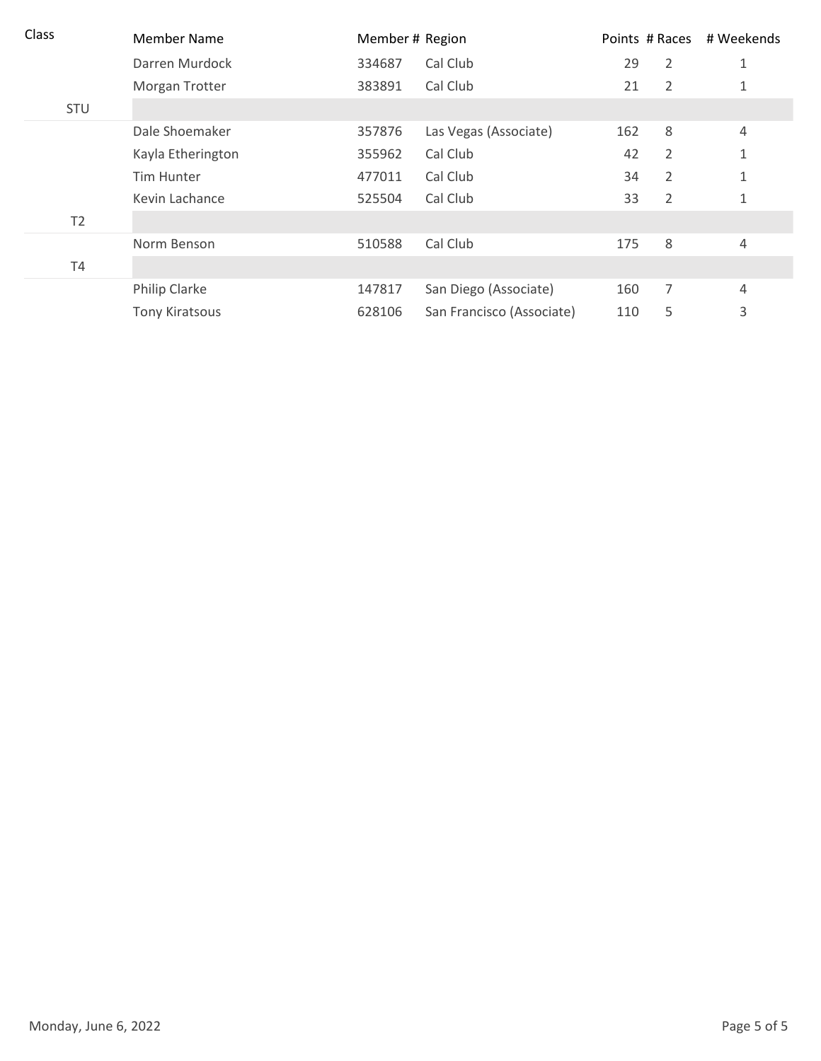| Class | Member Name | Member # | Region | Points | # Races | # Weekends |
|---|---|---|---|---|---|---|
| | Darren Murdock | 334687 | Cal Club | 29 | 2 | 1 |
| | Morgan Trotter | 383891 | Cal Club | 21 | 2 | 1 |
| STU | | | | | | |
| | Dale Shoemaker | 357876 | Las Vegas (Associate) | 162 | 8 | 4 |
| | Kayla Etherington | 355962 | Cal Club | 42 | 2 | 1 |
| | Tim Hunter | 477011 | Cal Club | 34 | 2 | 1 |
| | Kevin Lachance | 525504 | Cal Club | 33 | 2 | 1 |
| T2 | | | | | | |
| | Norm Benson | 510588 | Cal Club | 175 | 8 | 4 |
| T4 | | | | | | |
| | Philip Clarke | 147817 | San Diego (Associate) | 160 | 7 | 4 |
| | Tony Kiratsous | 628106 | San Francisco (Associate) | 110 | 5 | 3 |

Monday, June 6, 2022